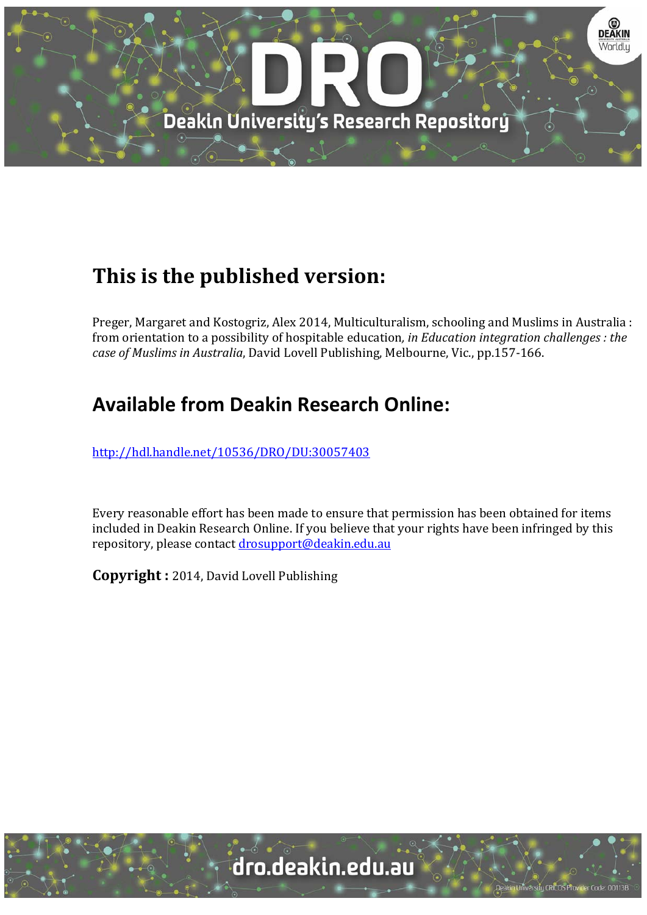# This is the published version:

Preger, Margaret and Kostogriz, Alex 2014, Multiculturalism, schooling and Muslims in Australia : from orientation to a possibility of hospitable education, *in Education integration challenges : the case of Muslims in Australia*, David Lovell Publishing, Melbourne, Vic., pp.157-166.

## Available from Deakin Research Online:

http://hdl.handle.net/10536/DRO/DU:30057403

Every reasonable effort has been made to ensure that permission has been obtained for items included in Deakin Research Online. If you believe that your rights have been infringed by this repository, please contact drosupport@deakin.edu.au

**Copyright :** 2014, David Lovell Publishing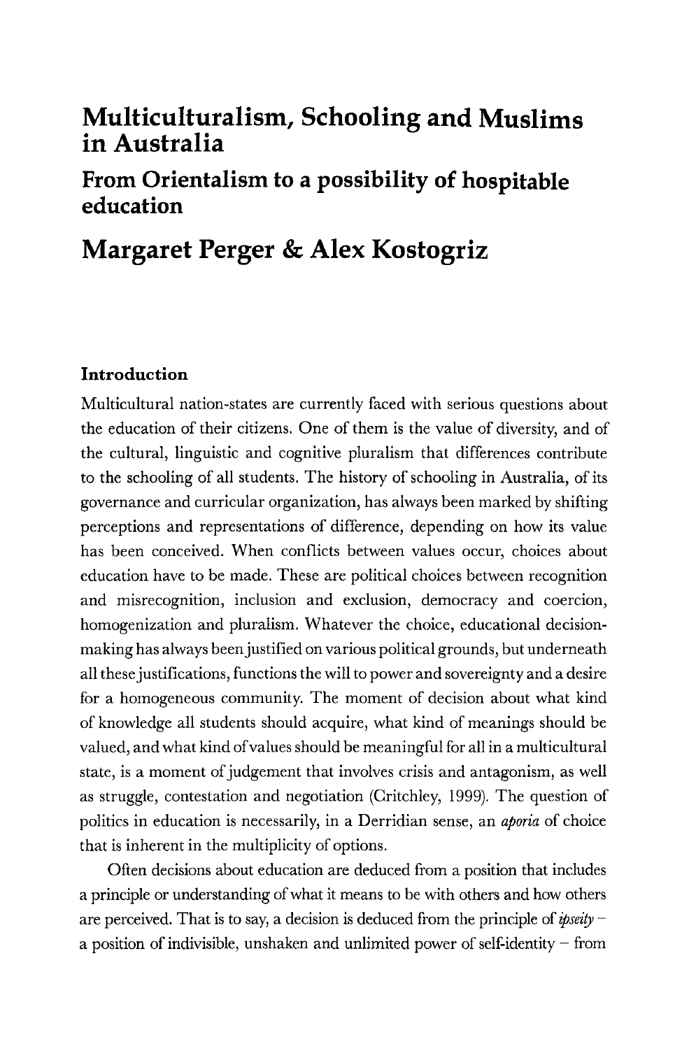# Multiculturalism, Schooling and Muslims in Australia

## From Orientalism to a possibility of hospitable education

# Margaret Perger & Alex Kostogriz

### Introduction

Multicultural nation-states are currently faced with serious questions about the education of their citizens. One of them is the value of diversity, and of the cultural, linguistic and cognitive pluralism that differences contribute to the schooling of all students. The history of schooling in Australia, of its governance and curricular organization, has always been marked by shifting perceptions and representations of difference, depending on how its value has been conceived. When conflicts between values occur, choices about education have to be made. These are political choices between recognition and misrecognition, inclusion and exclusion, democracy and coercion, homogenization and pluralism. Whatever the choice, educational decision-making has always been justified on various political grounds, but underneath all these justifications, functions the will to power and sovereignty and a desire for a homogeneous community. The moment of decision about what kind of knowledge all students should acquire, what kind of meanings should be valued, and what kind of values should be meaningful for all in a multicultural state, is a moment of judgement that involves crisis and antagonism, as well as struggle, contestation and negotiation (Critchley, 1999). The question of politics in education is necessarily, in a Derridian sense, an *aporia* of choice that is inherent in the multiplicity of options.

Often decisions about education are deduced from a position that includes a principle or understanding of what it means to be with others and how others are perceived. That is to say, a decision is deduced from the principle of *ipseity* – a position of indivisible, unshaken and unlimited power of self-identity – from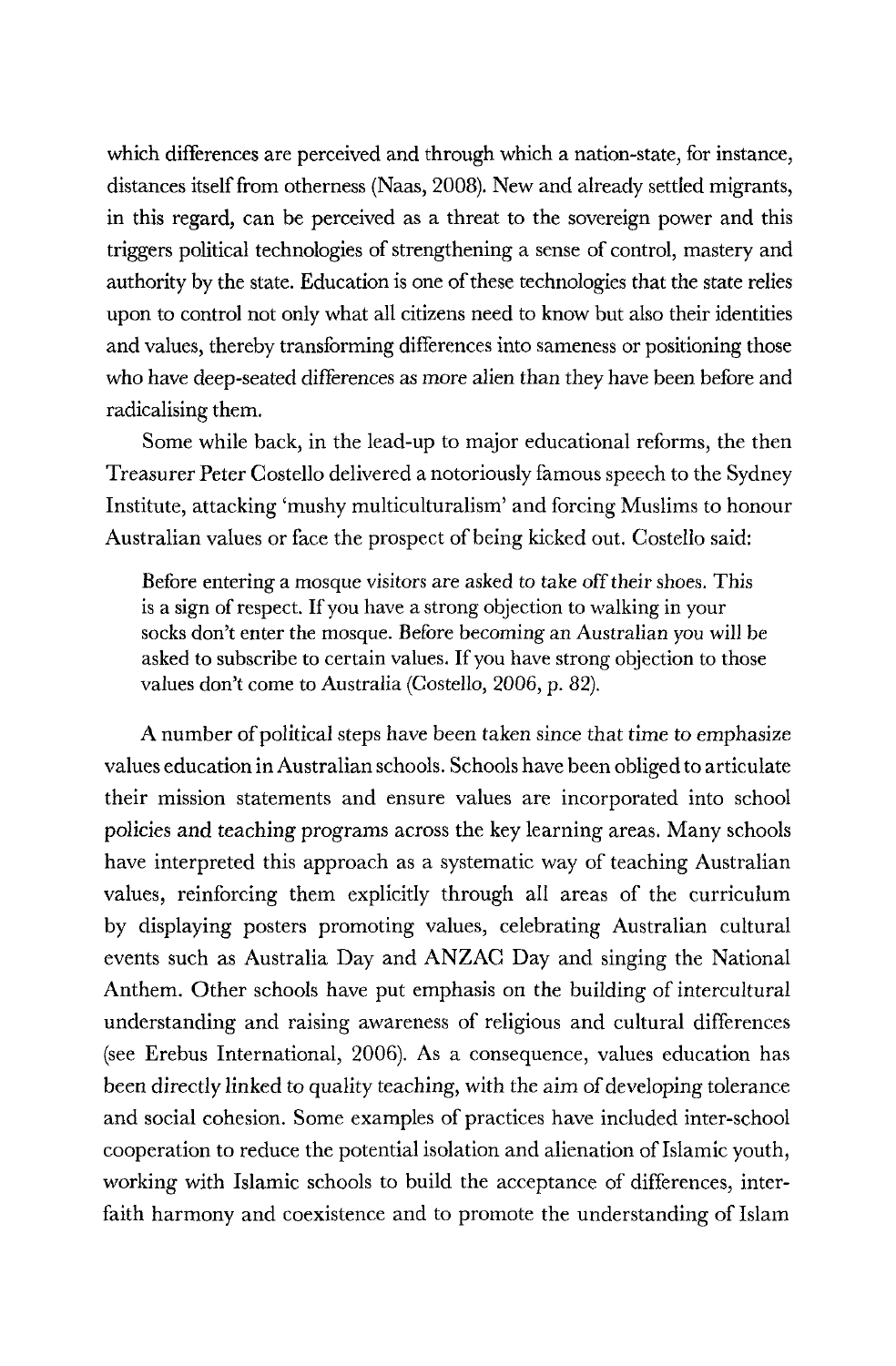which differences are perceived and through which a nation-state, for instance, distances itself from otherness (Naas, 2008). New and already settled migrants, in this regard, can be perceived as a threat to the sovereign power and this triggers political technologies of strengthening a sense of control, mastery and authority by the state. Education is one of these technologies that the state relies upon to control not only what all citizens need to know but also their identities and values, thereby transforming differences into sameness or positioning those who have deep-seated differences as more alien than they have been before and radicalising them.

Some while back, in the lead-up to major educational reforms, the then Treasurer Peter Costello delivered a notoriously famous speech to the Sydney Institute, attacking 'mushy multiculturalism' and forcing Muslims to honour Australian values or face the prospect of being kicked out. Costello said:

> Before entering a mosque visitors are asked to take off their shoes. This is a sign of respect. If you have a strong objection to walking in your socks don't enter the mosque. Before becoming an Australian you will be asked to subscribe to certain values. If you have strong objection to those values don't come to Australia (Costello, 2006, p. 82).

A number of political steps have been taken since that time to emphasize values education in Australian schools. Schools have been obliged to articulate their mission statements and ensure values are incorporated into school policies and teaching programs across the key learning areas. Many schools have interpreted this approach as a systematic way of teaching Australian values, reinforcing them explicitly through all areas of the curriculum by displaying posters promoting values, celebrating Australian cultural events such as Australia Day and ANZAC Day and singing the National Anthem. Other schools have put emphasis on the building of intercultural understanding and raising awareness of religious and cultural differences (see Erebus International, 2006). As a consequence, values education has been directly linked to quality teaching, with the aim of developing tolerance and social cohesion. Some examples of practices have included inter-school cooperation to reduce the potential isolation and alienation of Islamic youth, working with Islamic schools to build the acceptance of differences, inter-faith harmony and coexistence and to promote the understanding of Islam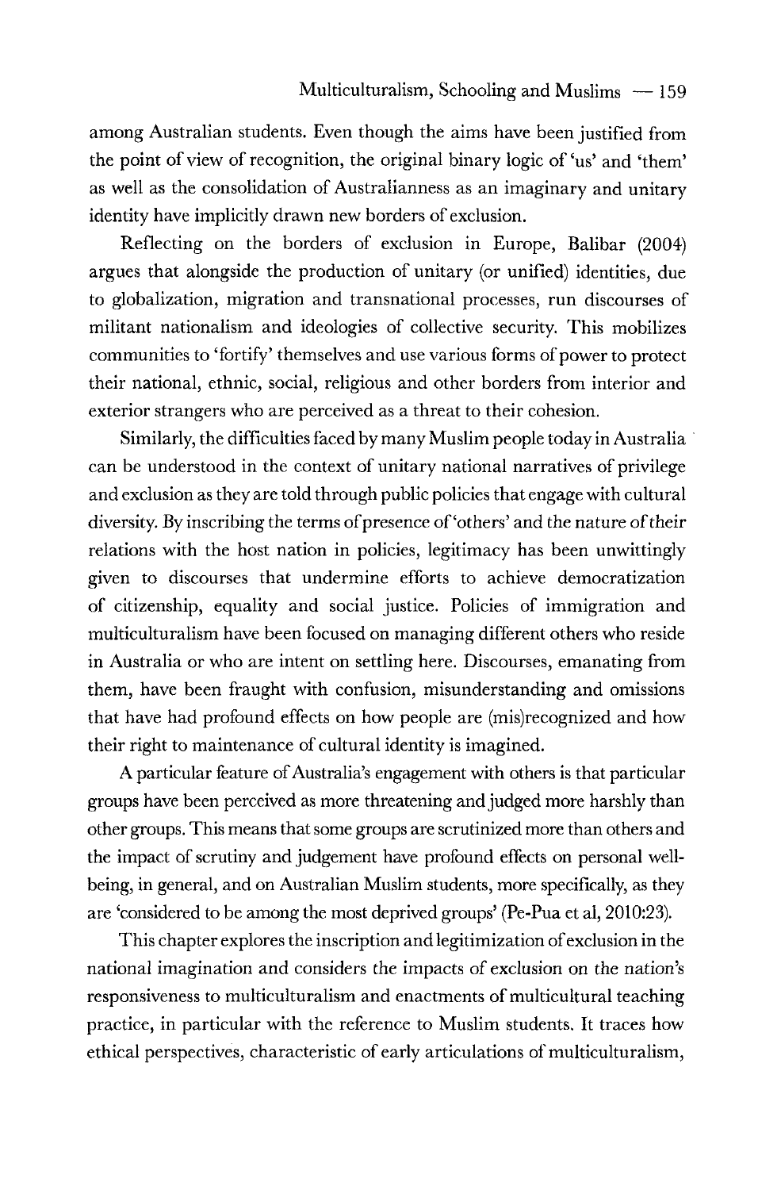among Australian students. Even though the aims have been justified from the point of view of recognition, the original binary logic of 'us' and 'them' as well as the consolidation of Australianness as an imaginary and unitary identity have implicitly drawn new borders of exclusion.

Reflecting on the borders of exclusion in Europe, Balibar (2004) argues that alongside the production of unitary (or unified) identities, due to globalization, migration and transnational processes, run discourses of militant nationalism and ideologies of collective security. This mobilizes communities to 'fortify' themselves and use various forms of power to protect their national, ethnic, social, religious and other borders from interior and exterior strangers who are perceived as a threat to their cohesion.

Similarly, the difficulties faced by many Muslim people today in Australia can be understood in the context of unitary national narratives of privilege and exclusion as they are told through public policies that engage with cultural diversity. By inscribing the terms of presence of 'others' and the nature of their relations with the host nation in policies, legitimacy has been unwittingly given to discourses that undermine efforts to achieve democratization of citizenship, equality and social justice. Policies of immigration and multiculturalism have been focused on managing different others who reside in Australia or who are intent on settling here. Discourses, emanating from them, have been fraught with confusion, misunderstanding and omissions that have had profound effects on how people are (mis)recognized and how their right to maintenance of cultural identity is imagined.

A particular feature of Australia's engagement with others is that particular groups have been perceived as more threatening and judged more harshly than other groups. This means that some groups are scrutinized more than others and the impact of scrutiny and judgement have profound effects on personal well-being, in general, and on Australian Muslim students, more specifically, as they are 'considered to be among the most deprived groups' (Pe-Pua et al, 2010:23).

This chapter explores the inscription and legitimization of exclusion in the national imagination and considers the impacts of exclusion on the nation's responsiveness to multiculturalism and enactments of multicultural teaching practice, in particular with the reference to Muslim students. It traces how ethical perspectives, characteristic of early articulations of multiculturalism,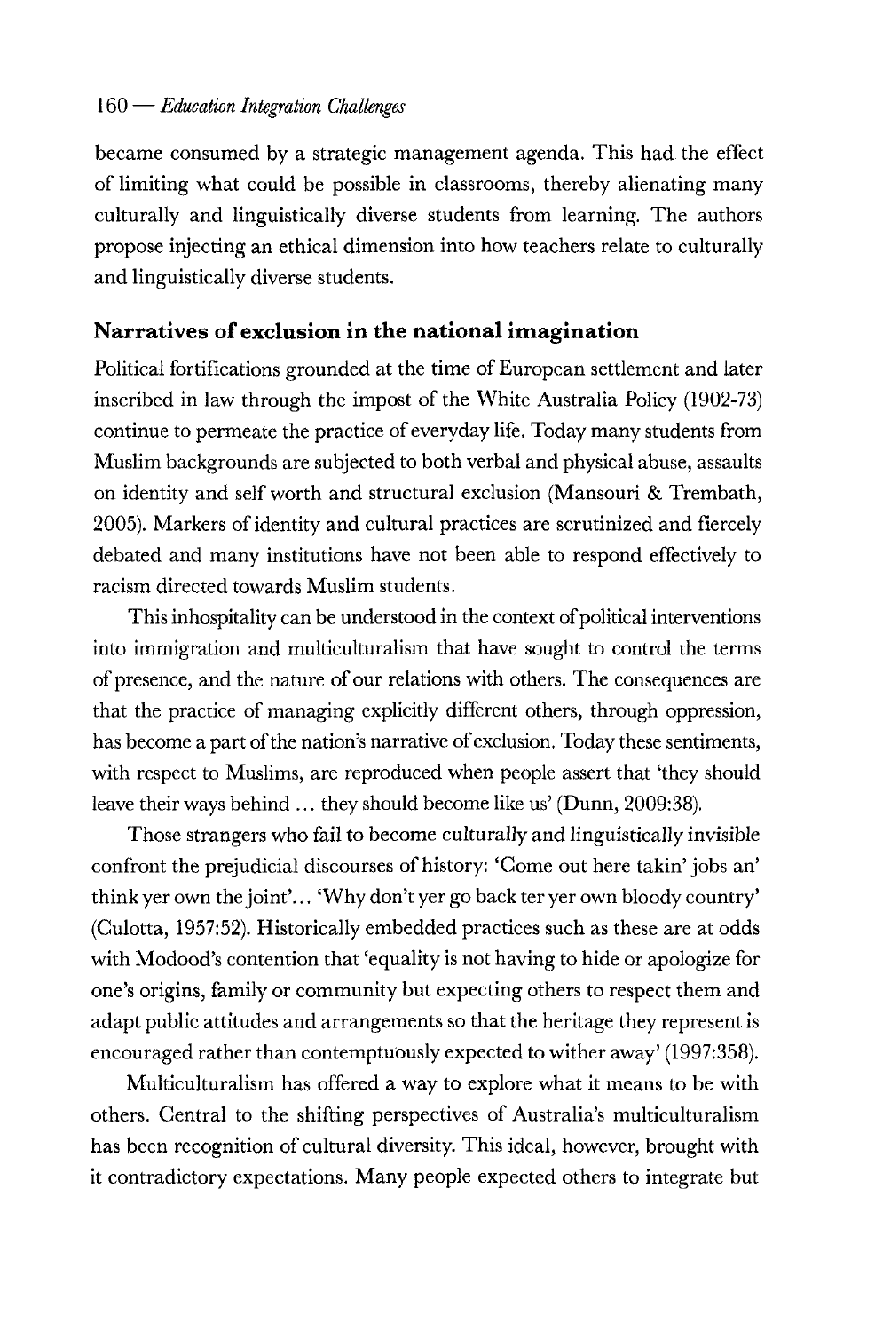became consumed by a strategic management agenda. This had the effect of limiting what could be possible in classrooms, thereby alienating many culturally and linguistically diverse students from learning. The authors propose injecting an ethical dimension into how teachers relate to culturally and linguistically diverse students.

## Narratives of exclusion in the national imagination

Political fortifications grounded at the time of European settlement and later inscribed in law through the impost of the White Australia Policy (1902-73) continue to permeate the practice of everyday life. Today many students from Muslim backgrounds are subjected to both verbal and physical abuse, assaults on identity and self worth and structural exclusion (Mansouri & Trembath, 2005). Markers of identity and cultural practices are scrutinized and fiercely debated and many institutions have not been able to respond effectively to racism directed towards Muslim students.

This inhospitality can be understood in the context of political interventions into immigration and multiculturalism that have sought to control the terms of presence, and the nature of our relations with others. The consequences are that the practice of managing explicitly different others, through oppression, has become a part of the nation's narrative of exclusion. Today these sentiments, with respect to Muslims, are reproduced when people assert that 'they should leave their ways behind ... they should become like us' (Dunn, 2009:38).

Those strangers who fail to become culturally and linguistically invisible confront the prejudicial discourses of history: 'Come out here takin' jobs an' think yer own the joint'... 'Why don't yer go back ter yer own bloody country' (Culotta, 1957:52). Historically embedded practices such as these are at odds with Modood's contention that 'equality is not having to hide or apologize for one's origins, family or community but expecting others to respect them and adapt public attitudes and arrangements so that the heritage they represent is encouraged rather than contemptuously expected to wither away' (1997:358).

Multiculturalism has offered a way to explore what it means to be with others. Central to the shifting perspectives of Australia's multiculturalism has been recognition of cultural diversity. This ideal, however, brought with it contradictory expectations. Many people expected others to integrate but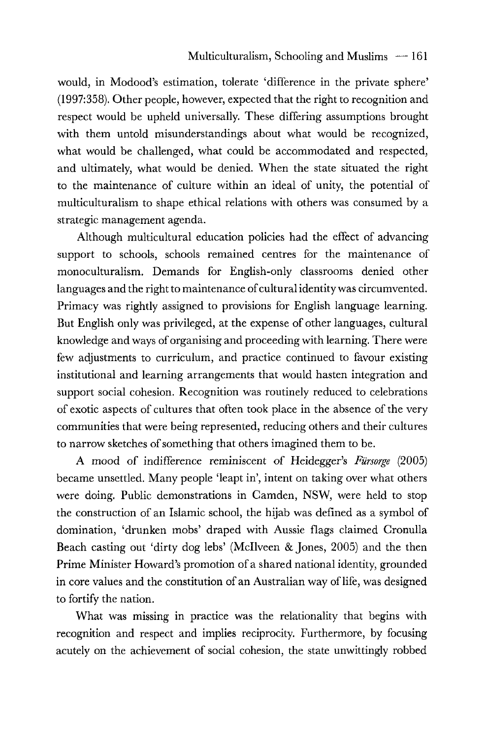would, in Modood's estimation, tolerate 'difference in the private sphere' (1997:358). Other people, however, expected that the right to recognition and respect would be upheld universally. These differing assumptions brought with them untold misunderstandings about what would be recognized, what would be challenged, what could be accommodated and respected, and ultimately, what would be denied. When the state situated the right to the maintenance of culture within an ideal of unity, the potential of multiculturalism to shape ethical relations with others was consumed by a strategic management agenda.

Although multicultural education policies had the effect of advancing support to schools, schools remained centres for the maintenance of monoculturalism. Demands for English-only classrooms denied other languages and the right to maintenance of cultural identity was circumvented. Primacy was rightly assigned to provisions for English language learning. But English only was privileged, at the expense of other languages, cultural knowledge and ways of organising and proceeding with learning. There were few adjustments to curriculum, and practice continued to favour existing institutional and learning arrangements that would hasten integration and support social cohesion. Recognition was routinely reduced to celebrations of exotic aspects of cultures that often took place in the absence of the very communities that were being represented, reducing others and their cultures to narrow sketches of something that others imagined them to be.

A mood of indifference reminiscent of Heidegger's *Fürsorge* (2005) became unsettled. Many people 'leapt in', intent on taking over what others were doing. Public demonstrations in Camden, NSW, were held to stop the construction of an Islamic school, the hijab was defined as a symbol of domination, 'drunken mobs' draped with Aussie flags claimed Cronulla Beach casting out 'dirty dog lebs' (McIlveen & Jones, 2005) and the then Prime Minister Howard's promotion of a shared national identity, grounded in core values and the constitution of an Australian way of life, was designed to fortify the nation.

What was missing in practice was the relationality that begins with recognition and respect and implies reciprocity. Furthermore, by focusing acutely on the achievement of social cohesion, the state unwittingly robbed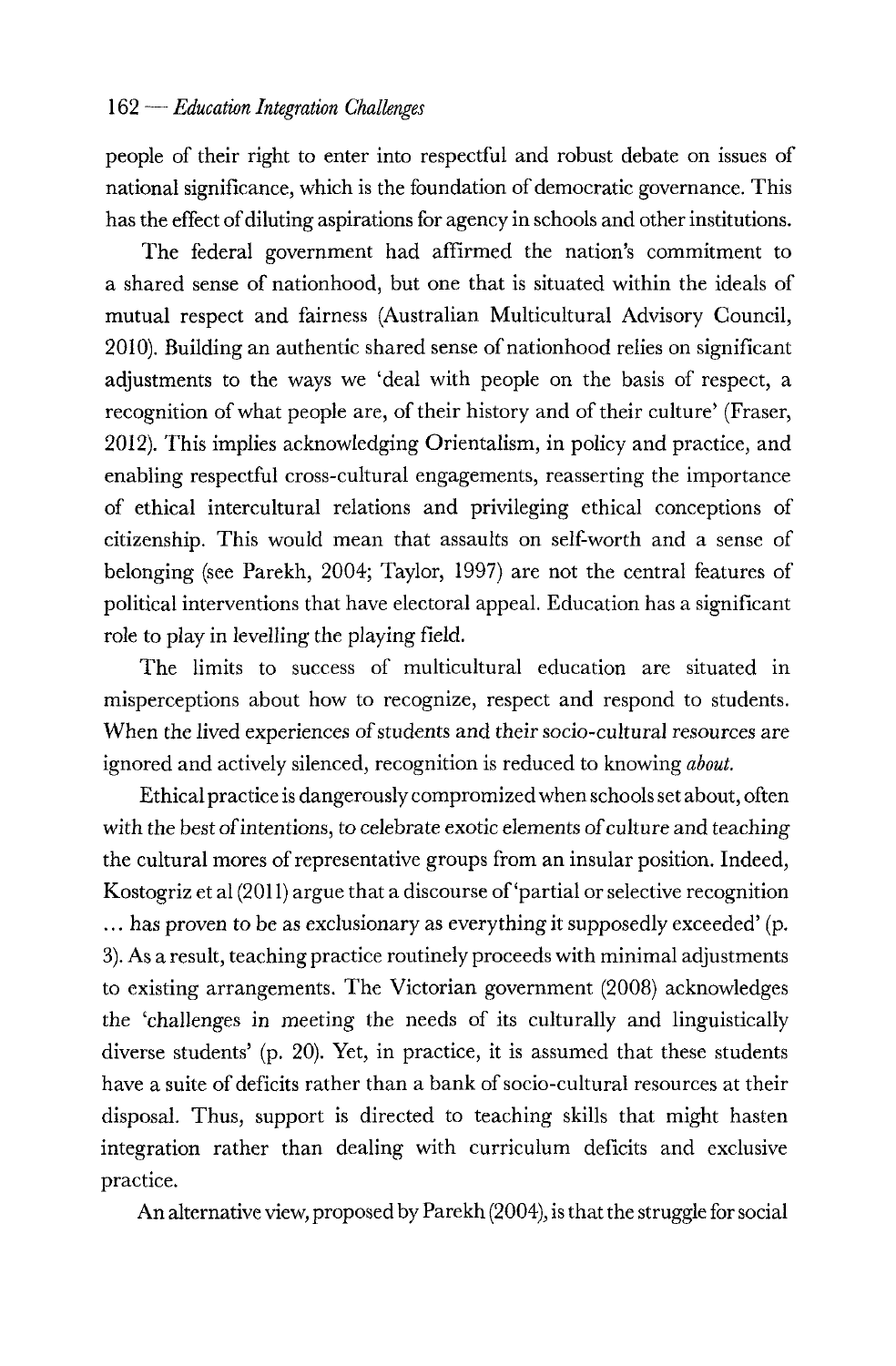people of their right to enter into respectful and robust debate on issues of national significance, which is the foundation of democratic governance. This has the effect of diluting aspirations for agency in schools and other institutions.

The federal government had affirmed the nation's commitment to a shared sense of nationhood, but one that is situated within the ideals of mutual respect and fairness (Australian Multicultural Advisory Council, 2010). Building an authentic shared sense of nationhood relies on significant adjustments to the ways we 'deal with people on the basis of respect, a recognition of what people are, of their history and of their culture' (Fraser, 2012). This implies acknowledging Orientalism, in policy and practice, and enabling respectful cross-cultural engagements, reasserting the importance of ethical intercultural relations and privileging ethical conceptions of citizenship. This would mean that assaults on self-worth and a sense of belonging (see Parekh, 2004; Taylor, 1997) are not the central features of political interventions that have electoral appeal. Education has a significant role to play in levelling the playing field.

The limits to success of multicultural education are situated in misperceptions about how to recognize, respect and respond to students. When the lived experiences of students and their socio-cultural resources are ignored and actively silenced, recognition is reduced to knowing *about*.

Ethical practice is dangerously compromized when schools set about, often with the best of intentions, to celebrate exotic elements of culture and teaching the cultural mores of representative groups from an insular position. Indeed, Kostogriz et al (2011) argue that a discourse of 'partial or selective recognition … has proven to be as exclusionary as everything it supposedly exceeded' (p. 3). As a result, teaching practice routinely proceeds with minimal adjustments to existing arrangements. The Victorian government (2008) acknowledges the 'challenges in meeting the needs of its culturally and linguistically diverse students' (p. 20). Yet, in practice, it is assumed that these students have a suite of deficits rather than a bank of socio-cultural resources at their disposal. Thus, support is directed to teaching skills that might hasten integration rather than dealing with curriculum deficits and exclusive practice.

An alternative view, proposed by Parekh (2004), is that the struggle for social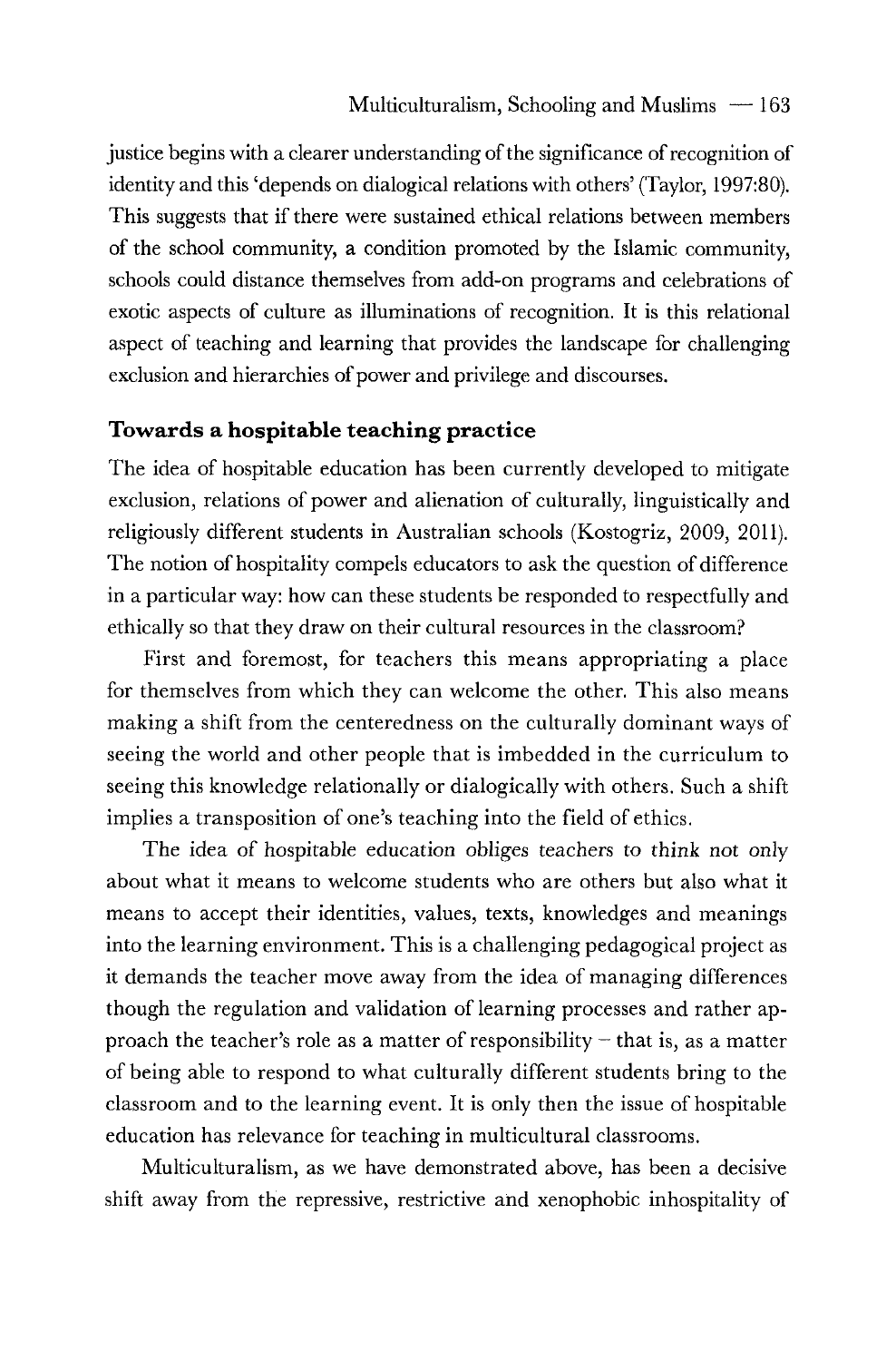justice begins with a clearer understanding of the significance of recognition of identity and this 'depends on dialogical relations with others' (Taylor, 1997:80). This suggests that if there were sustained ethical relations between members of the school community, a condition promoted by the Islamic community, schools could distance themselves from add-on programs and celebrations of exotic aspects of culture as illuminations of recognition. It is this relational aspect of teaching and learning that provides the landscape for challenging exclusion and hierarchies of power and privilege and discourses.

## Towards a hospitable teaching practice

The idea of hospitable education has been currently developed to mitigate exclusion, relations of power and alienation of culturally, linguistically and religiously different students in Australian schools (Kostogriz, 2009, 2011). The notion of hospitality compels educators to ask the question of difference in a particular way: how can these students be responded to respectfully and ethically so that they draw on their cultural resources in the classroom?

First and foremost, for teachers this means appropriating a place for themselves from which they can welcome the other. This also means making a shift from the centeredness on the culturally dominant ways of seeing the world and other people that is imbedded in the curriculum to seeing this knowledge relationally or dialogically with others. Such a shift implies a transposition of one's teaching into the field of ethics.

The idea of hospitable education obliges teachers to think not only about what it means to welcome students who are others but also what it means to accept their identities, values, texts, knowledges and meanings into the learning environment. This is a challenging pedagogical project as it demands the teacher move away from the idea of managing differences though the regulation and validation of learning processes and rather approach the teacher's role as a matter of responsibility – that is, as a matter of being able to respond to what culturally different students bring to the classroom and to the learning event. It is only then the issue of hospitable education has relevance for teaching in multicultural classrooms.

Multiculturalism, as we have demonstrated above, has been a decisive shift away from the repressive, restrictive and xenophobic inhospitality of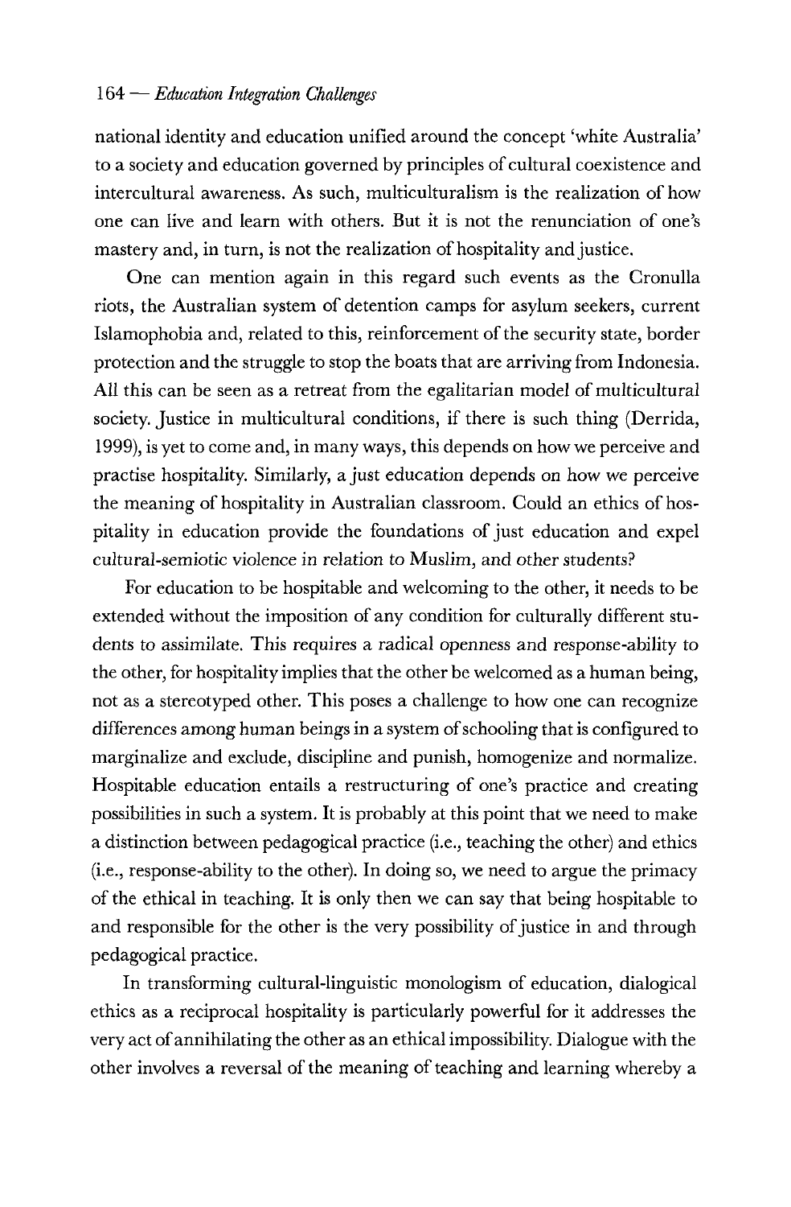national identity and education unified around the concept 'white Australia' to a society and education governed by principles of cultural coexistence and intercultural awareness. As such, multiculturalism is the realization of how one can live and learn with others. But it is not the renunciation of one's mastery and, in turn, is not the realization of hospitality and justice.

One can mention again in this regard such events as the Cronulla riots, the Australian system of detention camps for asylum seekers, current Islamophobia and, related to this, reinforcement of the security state, border protection and the struggle to stop the boats that are arriving from Indonesia. All this can be seen as a retreat from the egalitarian model of multicultural society. Justice in multicultural conditions, if there is such thing (Derrida, 1999), is yet to come and, in many ways, this depends on how we perceive and practise hospitality. Similarly, a just education depends on how we perceive the meaning of hospitality in Australian classroom. Could an ethics of hospitality in education provide the foundations of just education and expel cultural-semiotic violence in relation to Muslim, and other students?

For education to be hospitable and welcoming to the other, it needs to be extended without the imposition of any condition for culturally different students to assimilate. This requires a radical openness and response-ability to the other, for hospitality implies that the other be welcomed as a human being, not as a stereotyped other. This poses a challenge to how one can recognize differences among human beings in a system of schooling that is configured to marginalize and exclude, discipline and punish, homogenize and normalize. Hospitable education entails a restructuring of one's practice and creating possibilities in such a system. It is probably at this point that we need to make a distinction between pedagogical practice (i.e., teaching the other) and ethics (i.e., response-ability to the other). In doing so, we need to argue the primacy of the ethical in teaching. It is only then we can say that being hospitable to and responsible for the other is the very possibility of justice in and through pedagogical practice.

In transforming cultural-linguistic monologism of education, dialogical ethics as a reciprocal hospitality is particularly powerful for it addresses the very act of annihilating the other as an ethical impossibility. Dialogue with the other involves a reversal of the meaning of teaching and learning whereby a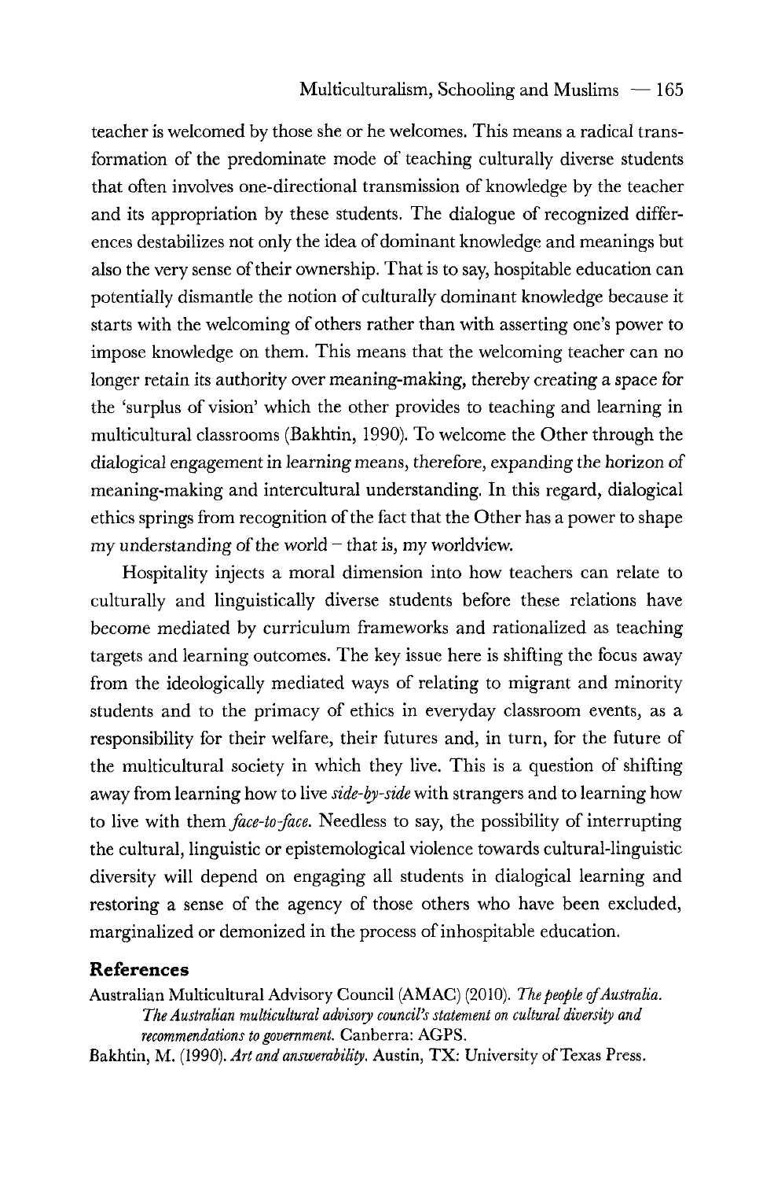teacher is welcomed by those she or he welcomes. This means a radical transformation of the predominate mode of teaching culturally diverse students that often involves one-directional transmission of knowledge by the teacher and its appropriation by these students. The dialogue of recognized differences destabilizes not only the idea of dominant knowledge and meanings but also the very sense of their ownership. That is to say, hospitable education can potentially dismantle the notion of culturally dominant knowledge because it starts with the welcoming of others rather than with asserting one's power to impose knowledge on them. This means that the welcoming teacher can no longer retain its authority over meaning-making, thereby creating a space for the 'surplus of vision' which the other provides to teaching and learning in multicultural classrooms (Bakhtin, 1990). To welcome the Other through the dialogical engagement in learning means, therefore, expanding the horizon of meaning-making and intercultural understanding. In this regard, dialogical ethics springs from recognition of the fact that the Other has a power to shape my understanding of the world – that is, my worldview.

Hospitality injects a moral dimension into how teachers can relate to culturally and linguistically diverse students before these relations have become mediated by curriculum frameworks and rationalized as teaching targets and learning outcomes. The key issue here is shifting the focus away from the ideologically mediated ways of relating to migrant and minority students and to the primacy of ethics in everyday classroom events, as a responsibility for their welfare, their futures and, in turn, for the future of the multicultural society in which they live. This is a question of shifting away from learning how to live *side-by-side* with strangers and to learning how to live with them *face-to-face*. Needless to say, the possibility of interrupting the cultural, linguistic or epistemological violence towards cultural-linguistic diversity will depend on engaging all students in dialogical learning and restoring a sense of the agency of those others who have been excluded, marginalized or demonized in the process of inhospitable education.

## References

Australian Multicultural Advisory Council (AMAC) (2010). *The people of Australia. The Australian multicultural advisory council's statement on cultural diversity and recommendations to government.* Canberra: AGPS.

Bakhtin, M. (1990). *Art and answerability.* Austin, TX: University of Texas Press.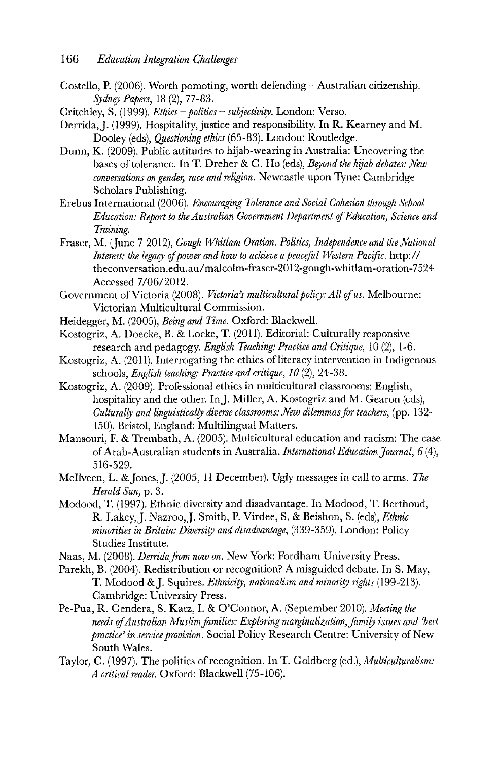Costello, P. (2006). Worth pomoting, worth defending – Australian citizenship. *Sydney Papers*, 18 (2), 77-83.

Critchley, S. (1999). *Ethics – politics – subjectivity*. London: Verso.

Derrida, J. (1999). Hospitality, justice and responsibility. In R. Kearney and M. Dooley (eds), *Questioning ethics* (65-83). London: Routledge.

Dunn, K. (2009). Public attitudes to hijab-wearing in Australia: Uncovering the bases of tolerance. In T. Dreher & C. Ho (eds), *Beyond the hijab debates: New conversations on gender, race and religion*. Newcastle upon Tyne: Cambridge Scholars Publishing.

Erebus International (2006). *Encouraging Tolerance and Social Cohesion through School Education: Report to the Australian Government Department of Education, Science and Training.*

Fraser, M. (June 7 2012), *Gough Whitlam Oration. Politics, Independence and the National Interest: the legacy of power and how to achieve a peaceful Western Pacific.* http://theconversation.edu.au/malcolm-fraser-2012-gough-whitlam-oration-7524 Accessed 7/06/2012.

Government of Victoria (2008). *Victoria's multicultural policy: All of us.* Melbourne: Victorian Multicultural Commission.

Heidegger, M. (2005), *Being and Time.* Oxford: Blackwell.

Kostogriz, A. Doecke, B. & Locke, T. (2011). Editorial: Culturally responsive research and pedagogy. *English Teaching: Practice and Critique*, 10 (2), 1-6.

Kostogriz, A. (2011). Interrogating the ethics of literacy intervention in Indigenous schools, *English teaching: Practice and critique, 10* (2), 24-38.

Kostogriz, A. (2009). Professional ethics in multicultural classrooms: English, hospitality and the other. In J. Miller, A. Kostogriz and M. Gearon (eds), *Culturally and linguistically diverse classrooms: New dilemmas for teachers*, (pp. 132-150). Bristol, England: Multilingual Matters.

Mansouri, F. & Trembath, A. (2005). Multicultural education and racism: The case of Arab-Australian students in Australia. *International Education Journal, 6* (4), 516-529.

McIlveen, L. & Jones, J. (2005, 11 December). Ugly messages in call to arms. *The Herald Sun*, p. 3.

Modood, T. (1997). Ethnic diversity and disadvantage. In Modood, T. Berthoud, R. Lakey, J. Nazroo, J. Smith, P. Virdee, S. & Beishon, S. (eds), *Ethnic minorities in Britain: Diversity and disadvantage*, (339-359). London: Policy Studies Institute.

Naas, M. (2008). *Derrida from now on.* New York: Fordham University Press.

Parekh, B. (2004). Redistribution or recognition? A misguided debate. In S. May, T. Modood & J. Squires. *Ethnicity, nationalism and minority rights* (199-213). Cambridge: University Press.

Pe-Pua, R. Gendera, S. Katz, I. & O'Connor, A. (September 2010). *Meeting the needs of Australian Muslim families: Exploring marginalization, family issues and 'best practice' in service provision.* Social Policy Research Centre: University of New South Wales.

Taylor, C. (1997). The politics of recognition. In T. Goldberg (ed.), *Multiculturalism: A critical reader.* Oxford: Blackwell (75-106).